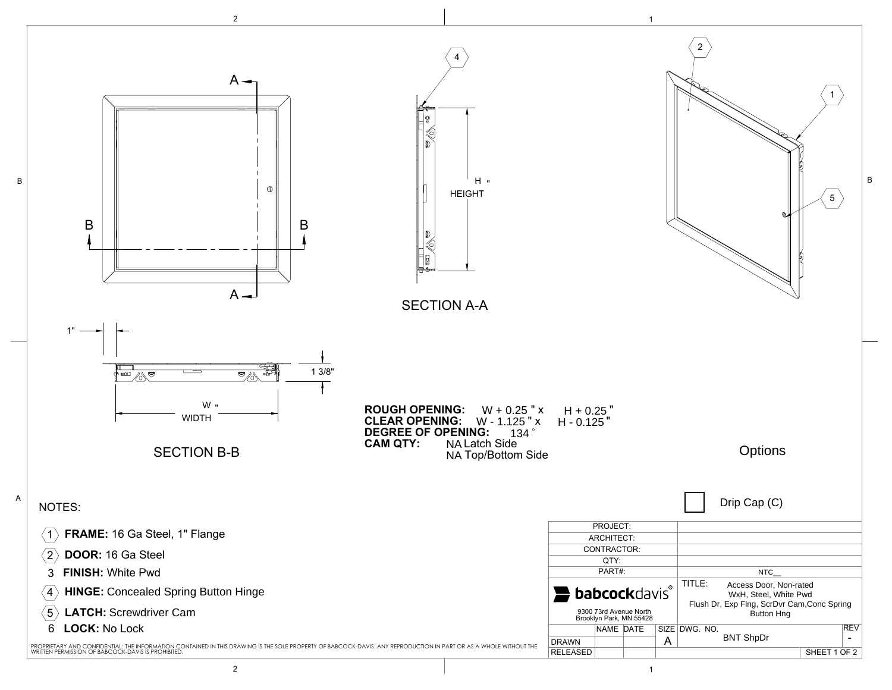SECTION A-A

H "
HEIGHT

SECTION B-B

1"

1 3/8"

W "
WIDTH

**ROUGH OPENING:** W + 0.25 " x H + 0.25 "
**CLEAR OPENING:** W - 1.125 " x H - 0.125 "
**DEGREE OF OPENING:** 134 °
**CAM QTY:** NA Latch Side
NA Top/Bottom Side

Options

☐ Drip Cap (C)

NOTES:

1. **FRAME:** 16 Ga Steel, 1" Flange
2. **DOOR:** 16 Ga Steel
3. **FINISH:** White Pwd
4. **HINGE:** Concealed Spring Button Hinge
5. **LATCH:** Screwdriver Cam
6. **LOCK:** No Lock

PROPRIETARY AND CONFIDENTIAL: THE INFORMATION CONTAINED IN THIS DRAWING IS THE SOLE PROPERTY OF BABCOCK-DAVIS. ANY REPRODUCTION IN PART OR AS A WHOLE WITHOUT THE WRITTEN PERMISSION OF BABCOCK-DAVIS IS PROHIBITED.

| | |
|---|---|
| PROJECT: | |
| ARCHITECT: | |
| CONTRACTOR: | |
| QTY: | |
| PART#: | NTC__ |

**babcock**davis®
9300 73rd Avenue North
Brooklyn Park, MN 55428

TITLE: Access Door, Non-rated
WxH, Steel, White Pwd
Flush Dr, Exp Flng, ScrDvr Cam,Conc Spring Button Hng

| | NAME | DATE | SIZE | DWG. NO. | REV |
|---|---|---|---|---|---|
| DRAWN | | | A | BNT ShpDr | - |
| RELEASED | | | | SHEET 1 OF 2 | |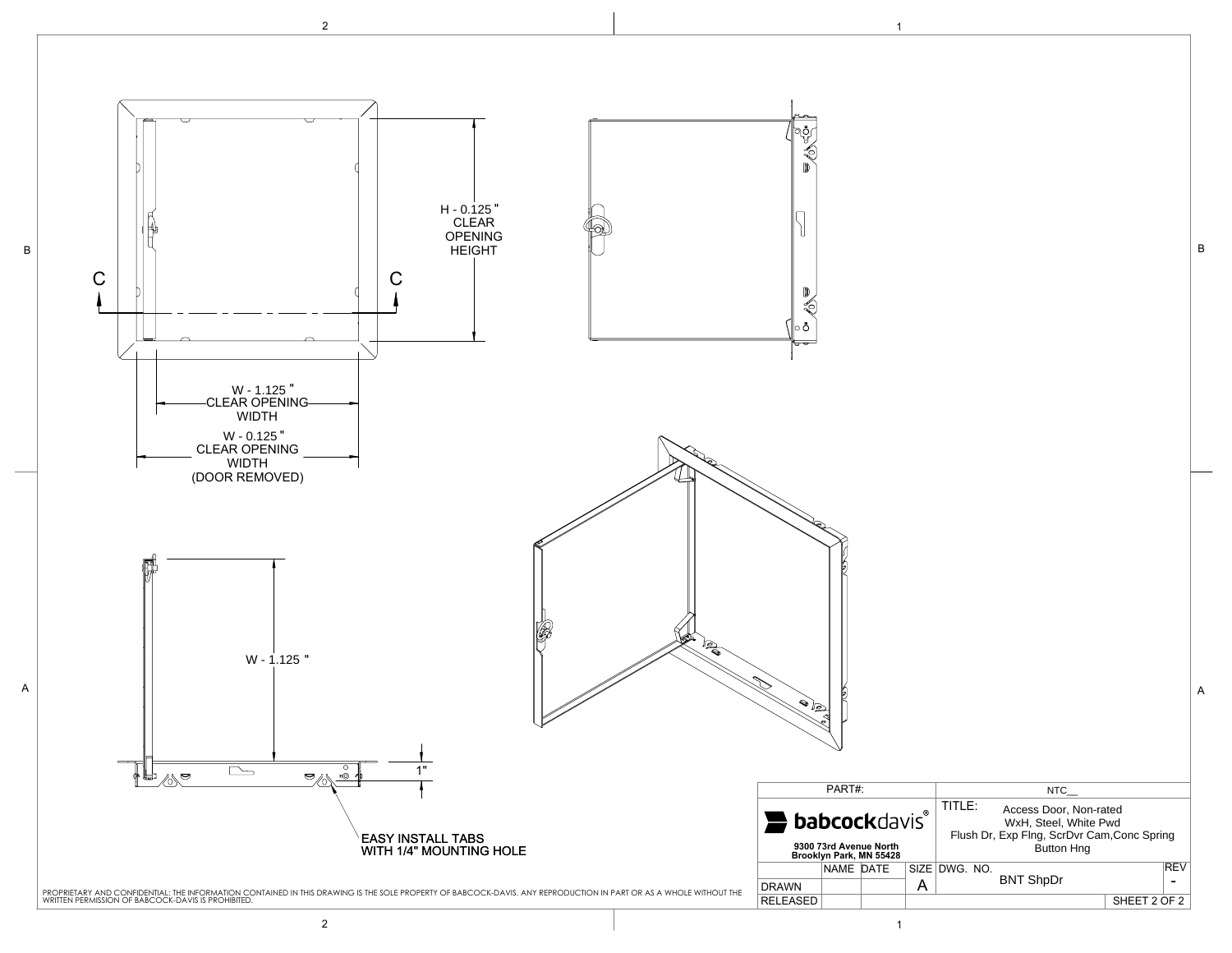H - 0.125 " CLEAR OPENING HEIGHT

C C

W - 1.125 " CLEAR OPENING WIDTH

W - 0.125 " CLEAR OPENING WIDTH (DOOR REMOVED)

W - 1.125 "

1"

EASY INSTALL TABS WITH 1/4" MOUNTING HOLE

| PART#: | | | | NTC__ | |
|---|---|---|---|---|---|
| **babcock**davis® 9300 73rd Avenue North Brooklyn Park, MN 55428 | | | | TITLE: Access Door, Non-rated WxH, Steel, White Pwd Flush Dr, Exp Flng, ScrDvr Cam,Conc Spring Button Hng | |
| | NAME | DATE | SIZE | DWG. NO. BNT ShpDr | REV |
| DRAWN | | | A | | - |
| RELEASED | | | | | SHEET 2 OF 2 |

PROPRIETARY AND CONFIDENTIAL: THE INFORMATION CONTAINED IN THIS DRAWING IS THE SOLE PROPERTY OF BABCOCK-DAVIS. ANY REPRODUCTION IN PART OR AS A WHOLE WITHOUT THE WRITTEN PERMISSION OF BABCOCK-DAVIS IS PROHIBITED.